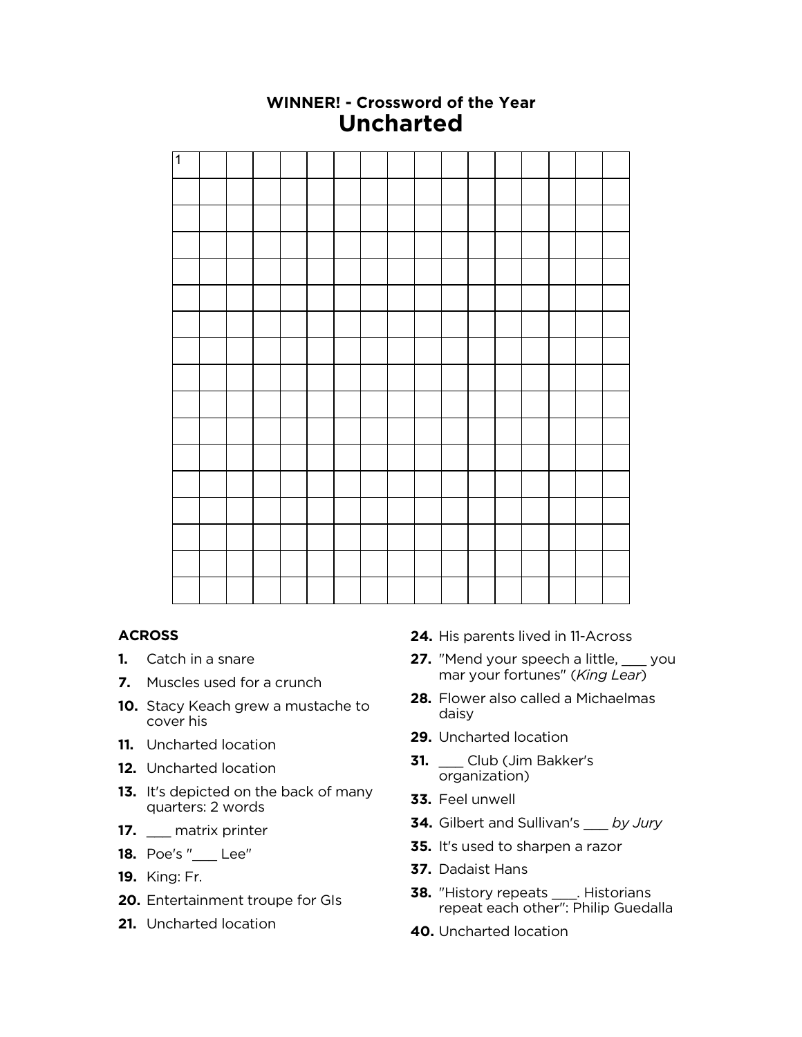**WINNER! - Crossword of the Year**

# Uncharted

| 1 | | | | | | | | | | | | | | | | |
|---|---|---|---|---|---|---|---|---|---|---|---|---|---|---|---|---|
| | | | | | | | | | | | | | | | | |
| | | | | | | | | | | | | | | | | |
| | | | | | | | | | | | | | | | | |
| | | | | | | | | | | | | | | | | |
| | | | | | | | | | | | | | | | | |
| | | | | | | | | | | | | | | | | |
| | | | | | | | | | | | | | | | | |
| | | | | | | | | | | | | | | | | |
| | | | | | | | | | | | | | | | | |
| | | | | | | | | | | | | | | | | |
| | | | | | | | | | | | | | | | | |
| | | | | | | | | | | | | | | | | |
| | | | | | | | | | | | | | | | | |
| | | | | | | | | | | | | | | | | |
| | | | | | | | | | | | | | | | | |
| | | | | | | | | | | | | | | | | |

## ACROSS

**1.** Catch in a snare

**7.** Muscles used for a crunch

**10.** Stacy Keach grew a mustache to cover his

**11.** Uncharted location

**12.** Uncharted location

**13.** It's depicted on the back of many quarters: 2 words

**17.** ___ matrix printer

**18.** Poe's "___ Lee"

**19.** King: Fr.

**20.** Entertainment troupe for GIs

**21.** Uncharted location

**24.** His parents lived in 11-Across

**27.** "Mend your speech a little, ___ you mar your fortunes" (*King Lear*)

**28.** Flower also called a Michaelmas daisy

**29.** Uncharted location

**31.** ___ Club (Jim Bakker's organization)

**33.** Feel unwell

**34.** Gilbert and Sullivan's ___ *by Jury*

**35.** It's used to sharpen a razor

**37.** Dadaist Hans

**38.** "History repeats ___. Historians repeat each other": Philip Guedalla

**40.** Uncharted location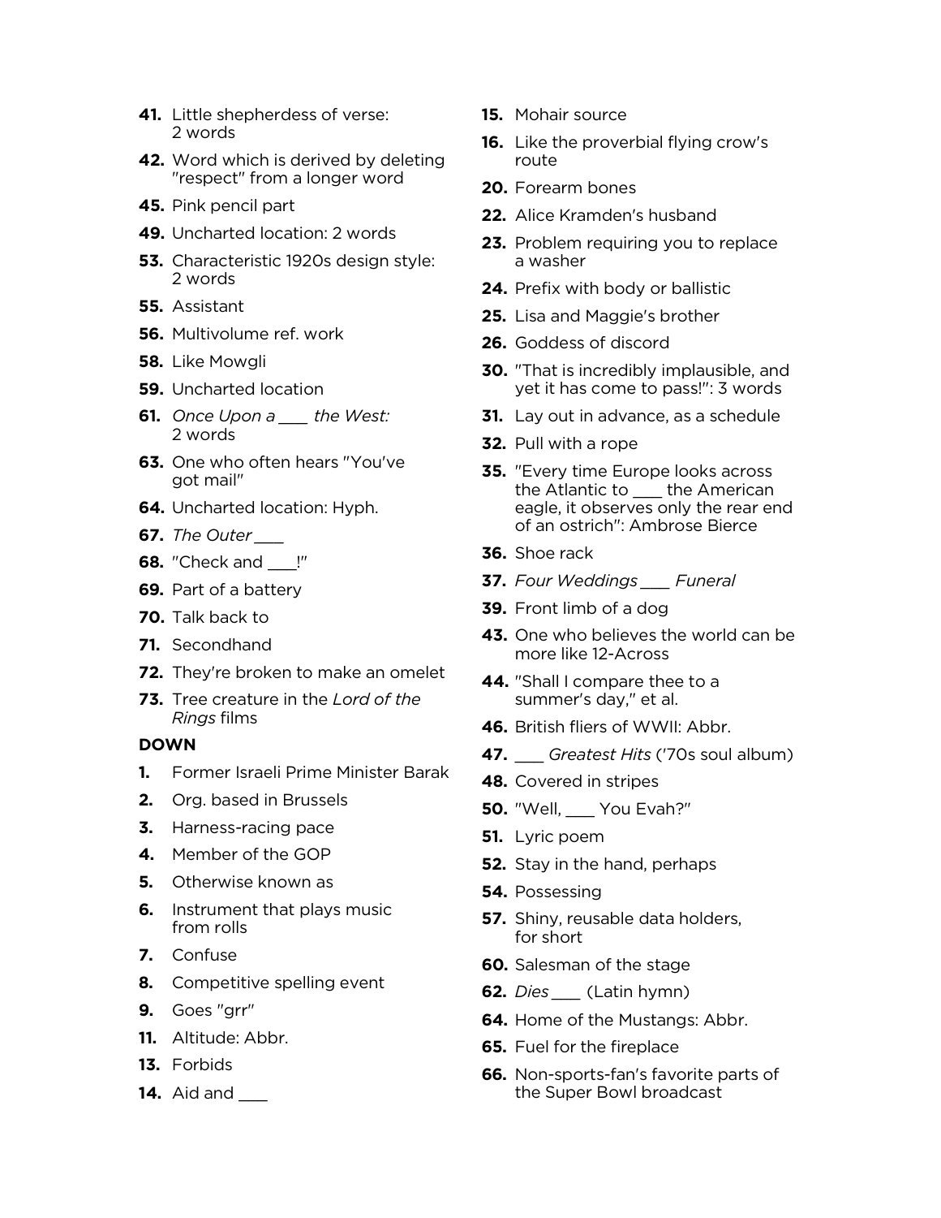**41.** Little shepherdess of verse: 2 words

**42.** Word which is derived by deleting "respect" from a longer word

**45.** Pink pencil part

**49.** Uncharted location: 2 words

**53.** Characteristic 1920s design style: 2 words

**55.** Assistant

**56.** Multivolume ref. work

**58.** Like Mowgli

**59.** Uncharted location

**61.** *Once Upon a ___ the West:* 2 words

**63.** One who often hears "You've got mail"

**64.** Uncharted location: Hyph.

**67.** *The Outer ___*

**68.** "Check and ___!"

**69.** Part of a battery

**70.** Talk back to

**71.** Secondhand

**72.** They're broken to make an omelet

**73.** Tree creature in the *Lord of the Rings* films

**DOWN**

**1.** Former Israeli Prime Minister Barak

**2.** Org. based in Brussels

**3.** Harness-racing pace

**4.** Member of the GOP

**5.** Otherwise known as

**6.** Instrument that plays music from rolls

**7.** Confuse

**8.** Competitive spelling event

**9.** Goes "grr"

**11.** Altitude: Abbr.

**13.** Forbids

**14.** Aid and ___

**15.** Mohair source

**16.** Like the proverbial flying crow's route

**20.** Forearm bones

**22.** Alice Kramden's husband

**23.** Problem requiring you to replace a washer

**24.** Prefix with body or ballistic

**25.** Lisa and Maggie's brother

**26.** Goddess of discord

**30.** "That is incredibly implausible, and yet it has come to pass!": 3 words

**31.** Lay out in advance, as a schedule

**32.** Pull with a rope

**35.** "Every time Europe looks across the Atlantic to ___ the American eagle, it observes only the rear end of an ostrich": Ambrose Bierce

**36.** Shoe rack

**37.** *Four Weddings ___ Funeral*

**39.** Front limb of a dog

**43.** One who believes the world can be more like 12-Across

**44.** "Shall I compare thee to a summer's day," et al.

**46.** British fliers of WWII: Abbr.

**47.** ___ *Greatest Hits* ('70s soul album)

**48.** Covered in stripes

**50.** "Well, ___ You Evah?"

**51.** Lyric poem

**52.** Stay in the hand, perhaps

**54.** Possessing

**57.** Shiny, reusable data holders, for short

**60.** Salesman of the stage

**62.** *Dies ___* (Latin hymn)

**64.** Home of the Mustangs: Abbr.

**65.** Fuel for the fireplace

**66.** Non-sports-fan's favorite parts of the Super Bowl broadcast